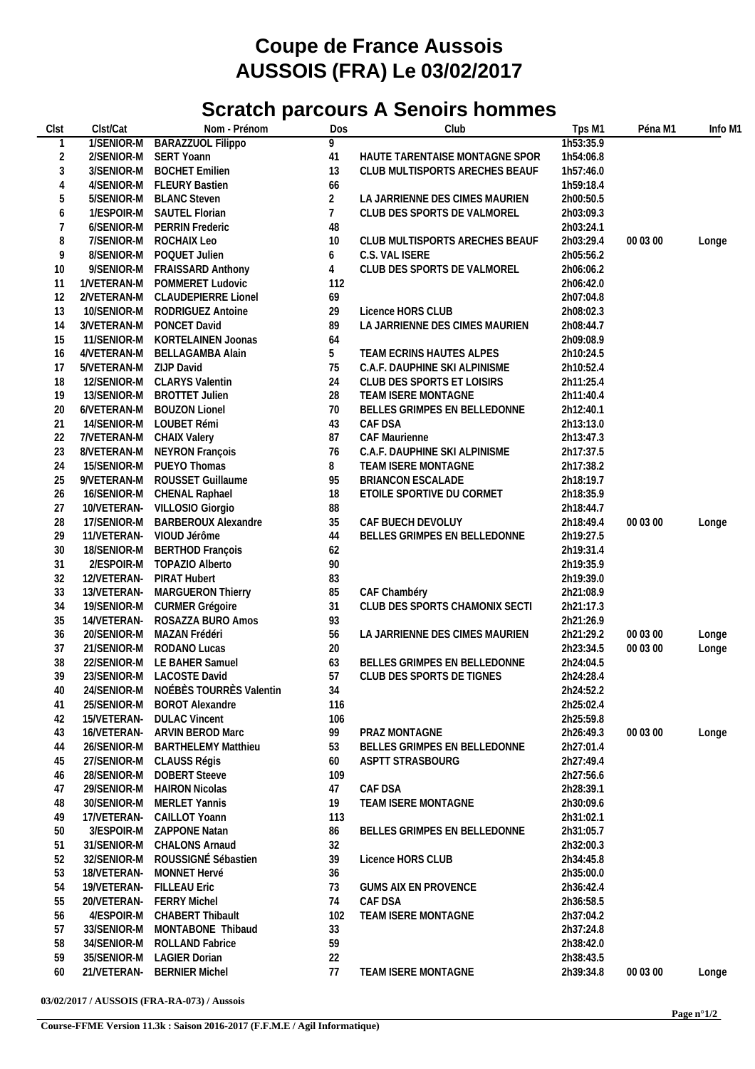# Coupe de France Aussois
# AUSSOIS (FRA) Le 03/02/2017

## Scratch parcours A Senoirs hommes

| Clst | Clst/Cat | Nom - Prénom | Dos | Club | Tps M1 | Péna M1 | Info M1 |
|---|---|---|---|---|---|---|---|
| 1 | 1/SENIOR-M | BARAZZUOL Filippo | 9 | | 1h53:35.9 | | |
| 2 | 2/SENIOR-M | SERT Yoann | 41 | HAUTE TARENTAISE MONTAGNE SPOR | 1h54:06.8 | | |
| 3 | 3/SENIOR-M | BOCHET Emilien | 13 | CLUB MULTISPORTS ARECHES BEAUF | 1h57:46.0 | | |
| 4 | 4/SENIOR-M | FLEURY Bastien | 66 | | 1h59:18.4 | | |
| 5 | 5/SENIOR-M | BLANC Steven | 2 | LA JARRIENNE DES CIMES MAURIEN | 2h00:50.5 | | |
| 6 | 1/ESPOIR-M | SAUTEL Florian | 7 | CLUB DES SPORTS DE VALMOREL | 2h03:09.3 | | |
| 7 | 6/SENIOR-M | PERRIN Frederic | 48 | | 2h03:24.1 | | |
| 8 | 7/SENIOR-M | ROCHAIX Leo | 10 | CLUB MULTISPORTS ARECHES BEAUF | 2h03:29.4 | 00 03 00 | Longe |
| 9 | 8/SENIOR-M | POQUET Julien | 6 | C.S. VAL ISERE | 2h05:56.2 | | |
| 10 | 9/SENIOR-M | FRAISSARD Anthony | 4 | CLUB DES SPORTS DE VALMOREL | 2h06:06.2 | | |
| 11 | 1/VETERAN-M | POMMERET Ludovic | 112 | | 2h06:42.0 | | |
| 12 | 2/VETERAN-M | CLAUDEPIERRE Lionel | 69 | | 2h07:04.8 | | |
| 13 | 10/SENIOR-M | RODRIGUEZ Antoine | 29 | Licence HORS CLUB | 2h08:02.3 | | |
| 14 | 3/VETERAN-M | PONCET David | 89 | LA JARRIENNE DES CIMES MAURIEN | 2h08:44.7 | | |
| 15 | 11/SENIOR-M | KORTELAINEN Joonas | 64 | | 2h09:08.9 | | |
| 16 | 4/VETERAN-M | BELLAGAMBA Alain | 5 | TEAM ECRINS HAUTES ALPES | 2h10:24.5 | | |
| 17 | 5/VETERAN-M | ZIJP David | 75 | C.A.F. DAUPHINE SKI ALPINISME | 2h10:52.4 | | |
| 18 | 12/SENIOR-M | CLARYS Valentin | 24 | CLUB DES SPORTS ET LOISIRS | 2h11:25.4 | | |
| 19 | 13/SENIOR-M | BROTTET Julien | 28 | TEAM ISERE MONTAGNE | 2h11:40.4 | | |
| 20 | 6/VETERAN-M | BOUZON Lionel | 70 | BELLES GRIMPES EN BELLEDONNE | 2h12:40.1 | | |
| 21 | 14/SENIOR-M | LOUBET Rémi | 43 | CAF DSA | 2h13:13.0 | | |
| 22 | 7/VETERAN-M | CHAIX Valery | 87 | CAF Maurienne | 2h13:47.3 | | |
| 23 | 8/VETERAN-M | NEYRON François | 76 | C.A.F. DAUPHINE SKI ALPINISME | 2h17:37.5 | | |
| 24 | 15/SENIOR-M | PUEYO Thomas | 8 | TEAM ISERE MONTAGNE | 2h17:38.2 | | |
| 25 | 9/VETERAN-M | ROUSSET Guillaume | 95 | BRIANCON ESCALADE | 2h18:19.7 | | |
| 26 | 16/SENIOR-M | CHENAL Raphael | 18 | ETOILE SPORTIVE DU CORMET | 2h18:35.9 | | |
| 27 | 10/VETERAN- | VILLOSIO Giorgio | 88 | | 2h18:44.7 | | |
| 28 | 17/SENIOR-M | BARBEROUX Alexandre | 35 | CAF BUECH DEVOLUY | 2h18:49.4 | 00 03 00 | Longe |
| 29 | 11/VETERAN- | VIOUD Jérôme | 44 | BELLES GRIMPES EN BELLEDONNE | 2h19:27.5 | | |
| 30 | 18/SENIOR-M | BERTHOD François | 62 | | 2h19:31.4 | | |
| 31 | 2/ESPOIR-M | TOPAZIO Alberto | 90 | | 2h19:35.9 | | |
| 32 | 12/VETERAN- | PIRAT Hubert | 83 | | 2h19:39.0 | | |
| 33 | 13/VETERAN- | MARGUERON Thierry | 85 | CAF Chambéry | 2h21:08.9 | | |
| 34 | 19/SENIOR-M | CURMER Grégoire | 31 | CLUB DES SPORTS CHAMONIX SECTI | 2h21:17.3 | | |
| 35 | 14/VETERAN- | ROSAZZA BURO Amos | 93 | | 2h21:26.9 | | |
| 36 | 20/SENIOR-M | MAZAN Frédéri | 56 | LA JARRIENNE DES CIMES MAURIEN | 2h21:29.2 | 00 03 00 | Longe |
| 37 | 21/SENIOR-M | RODANO Lucas | 20 | | 2h23:34.5 | 00 03 00 | Longe |
| 38 | 22/SENIOR-M | LE BAHER Samuel | 63 | BELLES GRIMPES EN BELLEDONNE | 2h24:04.5 | | |
| 39 | 23/SENIOR-M | LACOSTE David | 57 | CLUB DES SPORTS DE TIGNES | 2h24:28.4 | | |
| 40 | 24/SENIOR-M | NOÉBÈS TOURRÈS Valentin | 34 | | 2h24:52.2 | | |
| 41 | 25/SENIOR-M | BOROT Alexandre | 116 | | 2h25:02.4 | | |
| 42 | 15/VETERAN- | DULAC Vincent | 106 | | 2h25:59.8 | | |
| 43 | 16/VETERAN- | ARVIN BEROD Marc | 99 | PRAZ MONTAGNE | 2h26:49.3 | 00 03 00 | Longe |
| 44 | 26/SENIOR-M | BARTHELEMY Matthieu | 53 | BELLES GRIMPES EN BELLEDONNE | 2h27:01.4 | | |
| 45 | 27/SENIOR-M | CLAUSS Régis | 60 | ASPTT STRASBOURG | 2h27:49.4 | | |
| 46 | 28/SENIOR-M | DOBERT Steeve | 109 | | 2h27:56.6 | | |
| 47 | 29/SENIOR-M | HAIRON Nicolas | 47 | CAF DSA | 2h28:39.1 | | |
| 48 | 30/SENIOR-M | MERLET Yannis | 19 | TEAM ISERE MONTAGNE | 2h30:09.6 | | |
| 49 | 17/VETERAN- | CAILLOT Yoann | 113 | | 2h31:02.1 | | |
| 50 | 3/ESPOIR-M | ZAPPONE Natan | 86 | BELLES GRIMPES EN BELLEDONNE | 2h31:05.7 | | |
| 51 | 31/SENIOR-M | CHALONS Arnaud | 32 | | 2h32:00.3 | | |
| 52 | 32/SENIOR-M | ROUSSIGNÉ Sébastien | 39 | Licence HORS CLUB | 2h34:45.8 | | |
| 53 | 18/VETERAN- | MONNET Hervé | 36 | | 2h35:00.0 | | |
| 54 | 19/VETERAN- | FILLEAU Eric | 73 | GUMS AIX EN PROVENCE | 2h36:42.4 | | |
| 55 | 20/VETERAN- | FERRY Michel | 74 | CAF DSA | 2h36:58.5 | | |
| 56 | 4/ESPOIR-M | CHABERT Thibault | 102 | TEAM ISERE MONTAGNE | 2h37:04.2 | | |
| 57 | 33/SENIOR-M | MONTABONE Thibaud | 33 | | 2h37:24.8 | | |
| 58 | 34/SENIOR-M | ROLLAND Fabrice | 59 | | 2h38:42.0 | | |
| 59 | 35/SENIOR-M | LAGIER Dorian | 22 | | 2h38:43.5 | | |
| 60 | 21/VETERAN- | BERNIER Michel | 77 | TEAM ISERE MONTAGNE | 2h39:34.8 | 00 03 00 | Longe |

**03/02/2017 / AUSSOIS (FRA-RA-073) / Aussois**

**Course-FFME Version 11.3k : Saison 2016-2017 (F.F.M.E / Agil Informatique)**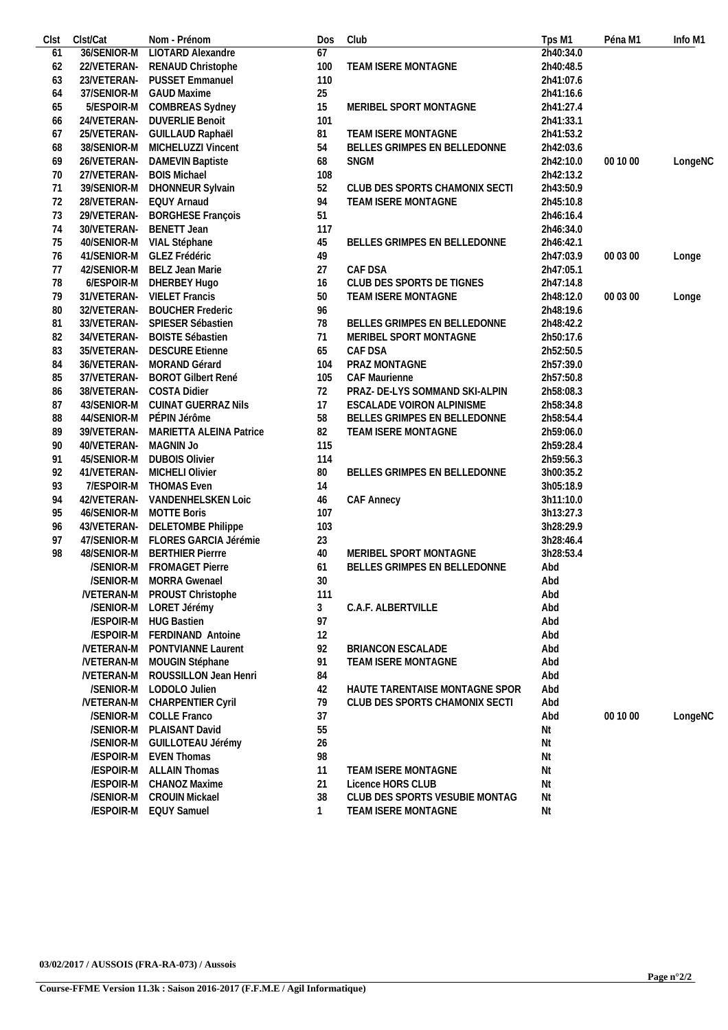| Clst | Clst/Cat | Nom - Prénom | Dos | Club | Tps M1 | Péna M1 | Info M1 |
|---|---|---|---|---|---|---|---|
| 61 | 36/SENIOR-M | LIOTARD Alexandre | 67 | | 2h40:34.0 | | |
| 62 | 22/VETERAN- | RENAUD Christophe | 100 | TEAM ISERE MONTAGNE | 2h40:48.5 | | |
| 63 | 23/VETERAN- | PUSSET Emmanuel | 110 | | 2h41:07.6 | | |
| 64 | 37/SENIOR-M | GAUD Maxime | 25 | | 2h41:16.6 | | |
| 65 | 5/ESPOIR-M | COMBREAS Sydney | 15 | MERIBEL SPORT MONTAGNE | 2h41:27.4 | | |
| 66 | 24/VETERAN- | DUVERLIE Benoit | 101 | | 2h41:33.1 | | |
| 67 | 25/VETERAN- | GUILLAUD Raphaël | 81 | TEAM ISERE MONTAGNE | 2h41:53.2 | | |
| 68 | 38/SENIOR-M | MICHELUZZI Vincent | 54 | BELLES GRIMPES EN BELLEDONNE | 2h42:03.6 | | |
| 69 | 26/VETERAN- | DAMEVIN Baptiste | 68 | SNGM | 2h42:10.0 | 00 10 00 | LongeNC |
| 70 | 27/VETERAN- | BOIS Michael | 108 | | 2h42:13.2 | | |
| 71 | 39/SENIOR-M | DHONNEUR Sylvain | 52 | CLUB DES SPORTS CHAMONIX SECTI | 2h43:50.9 | | |
| 72 | 28/VETERAN- | EQUY Arnaud | 94 | TEAM ISERE MONTAGNE | 2h45:10.8 | | |
| 73 | 29/VETERAN- | BORGHESE François | 51 | | 2h46:16.4 | | |
| 74 | 30/VETERAN- | BENETT Jean | 117 | | 2h46:34.0 | | |
| 75 | 40/SENIOR-M | VIAL Stéphane | 45 | BELLES GRIMPES EN BELLEDONNE | 2h46:42.1 | | |
| 76 | 41/SENIOR-M | GLEZ Frédéric | 49 | | 2h47:03.9 | 00 03 00 | Longe |
| 77 | 42/SENIOR-M | BELZ Jean Marie | 27 | CAF DSA | 2h47:05.1 | | |
| 78 | 6/ESPOIR-M | DHERBEY Hugo | 16 | CLUB DES SPORTS DE TIGNES | 2h47:14.8 | | |
| 79 | 31/VETERAN- | VIELET Francis | 50 | TEAM ISERE MONTAGNE | 2h48:12.0 | 00 03 00 | Longe |
| 80 | 32/VETERAN- | BOUCHER Frederic | 96 | | 2h48:19.6 | | |
| 81 | 33/VETERAN- | SPIESER Sébastien | 78 | BELLES GRIMPES EN BELLEDONNE | 2h48:42.2 | | |
| 82 | 34/VETERAN- | BOISTE Sébastien | 71 | MERIBEL SPORT MONTAGNE | 2h50:17.6 | | |
| 83 | 35/VETERAN- | DESCURE Etienne | 65 | CAF DSA | 2h52:50.5 | | |
| 84 | 36/VETERAN- | MORAND Gérard | 104 | PRAZ MONTAGNE | 2h57:39.0 | | |
| 85 | 37/VETERAN- | BOROT Gilbert René | 105 | CAF Maurienne | 2h57:50.8 | | |
| 86 | 38/VETERAN- | COSTA Didier | 72 | PRAZ- DE-LYS SOMMAND SKI-ALPIN | 2h58:08.3 | | |
| 87 | 43/SENIOR-M | CUINAT GUERRAZ Nils | 17 | ESCALADE VOIRON ALPINISME | 2h58:34.8 | | |
| 88 | 44/SENIOR-M | PÉPIN Jérôme | 58 | BELLES GRIMPES EN BELLEDONNE | 2h58:54.4 | | |
| 89 | 39/VETERAN- | MARIETTA ALEINA Patrice | 82 | TEAM ISERE MONTAGNE | 2h59:06.0 | | |
| 90 | 40/VETERAN- | MAGNIN Jo | 115 | | 2h59:28.4 | | |
| 91 | 45/SENIOR-M | DUBOIS Olivier | 114 | | 2h59:56.3 | | |
| 92 | 41/VETERAN- | MICHELI Olivier | 80 | BELLES GRIMPES EN BELLEDONNE | 3h00:35.2 | | |
| 93 | 7/ESPOIR-M | THOMAS Even | 14 | | 3h05:18.9 | | |
| 94 | 42/VETERAN- | VANDENHELSKEN Loic | 46 | CAF Annecy | 3h11:10.0 | | |
| 95 | 46/SENIOR-M | MOTTE Boris | 107 | | 3h13:27.3 | | |
| 96 | 43/VETERAN- | DELETOMBE Philippe | 103 | | 3h28:29.9 | | |
| 97 | 47/SENIOR-M | FLORES GARCIA Jérémie | 23 | | 3h28:46.4 | | |
| 98 | 48/SENIOR-M | BERTHIER Pierrre | 40 | MERIBEL SPORT MONTAGNE | 3h28:53.4 | | |
| | /SENIOR-M | FROMAGET Pierre | 61 | BELLES GRIMPES EN BELLEDONNE | Abd | | |
| | /SENIOR-M | MORRA Gwenael | 30 | | Abd | | |
| | /VETERAN-M | PROUST Christophe | 111 | | Abd | | |
| | /SENIOR-M | LORET Jérémy | 3 | C.A.F. ALBERTVILLE | Abd | | |
| | /ESPOIR-M | HUG Bastien | 97 | | Abd | | |
| | /ESPOIR-M | FERDINAND Antoine | 12 | | Abd | | |
| | /VETERAN-M | PONTVIANNE Laurent | 92 | BRIANCON ESCALADE | Abd | | |
| | /VETERAN-M | MOUGIN Stéphane | 91 | TEAM ISERE MONTAGNE | Abd | | |
| | /VETERAN-M | ROUSSILLON Jean Henri | 84 | | Abd | | |
| | /SENIOR-M | LODOLO Julien | 42 | HAUTE TARENTAISE MONTAGNE SPOR | Abd | | |
| | /VETERAN-M | CHARPENTIER Cyril | 79 | CLUB DES SPORTS CHAMONIX SECTI | Abd | | |
| | /SENIOR-M | COLLE Franco | 37 | | Abd | 00 10 00 | LongeNC |
| | /SENIOR-M | PLAISANT David | 55 | | Nt | | |
| | /SENIOR-M | GUILLOTEAU Jérémy | 26 | | Nt | | |
| | /ESPOIR-M | EVEN Thomas | 98 | | Nt | | |
| | /ESPOIR-M | ALLAIN Thomas | 11 | TEAM ISERE MONTAGNE | Nt | | |
| | /ESPOIR-M | CHANOZ Maxime | 21 | Licence HORS CLUB | Nt | | |
| | /SENIOR-M | CROUIN Mickael | 38 | CLUB DES SPORTS VESUBIE MONTAG | Nt | | |
| | /ESPOIR-M | EQUY Samuel | 1 | TEAM ISERE MONTAGNE | Nt | | |

**03/02/2017 / AUSSOIS (FRA-RA-073) / Aussois**

**Course-FFME Version 11.3k : Saison 2016-2017 (F.F.M.E / Agil Informatique)**